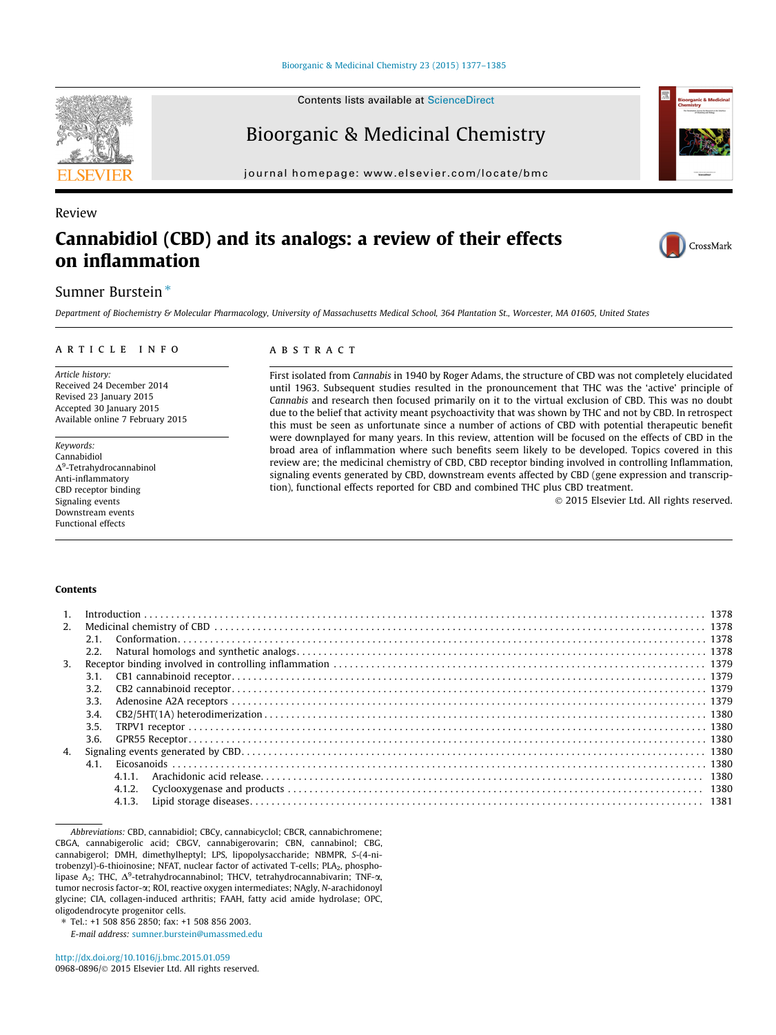Review

# Cannabidiol (CBD) and its analogs: a review of their effects on inflammation

Sumner Burstein [*]

Department of Biochemistry & Molecular Pharmacology, University of Massachusetts Medical School, 364 Plantation St., Worcester, MA 01605, United States

**ARTICLE INFO**

*Article history:*
Received 24 December 2014
Revised 23 January 2015
Accepted 30 January 2015
Available online 7 February 2015

*Keywords:*
Cannabidiol
$\Delta^9$-Tetrahydrocannabinol
Anti-inflammatory
CBD receptor binding
Signaling events
Downstream events
Functional effects

**ABSTRACT**

First isolated from *Cannabis* in 1940 by Roger Adams, the structure of CBD was not completely elucidated until 1963. Subsequent studies resulted in the pronouncement that THC was the 'active' principle of *Cannabis* and research then focused primarily on it to the virtual exclusion of CBD. This was no doubt due to the belief that activity meant psychoactivity that was shown by THC and not by CBD. In retrospect this must be seen as unfortunate since a number of actions of CBD with potential therapeutic benefit were downplayed for many years. In this review, attention will be focused on the effects of CBD in the broad area of inflammation where such benefits seem likely to be developed. Topics covered in this review are; the medicinal chemistry of CBD, CBD receptor binding involved in controlling Inflammation, signaling events generated by CBD, downstream events affected by CBD (gene expression and transcription), functional effects reported for CBD and combined THC plus CBD treatment.

© 2015 Elsevier Ltd. All rights reserved.

**Contents**

1. Introduction . . . 1378
2. Medicinal chemistry of CBD . . . 1378
   - 2.1. Conformation . . . 1378
   - 2.2. Natural homologs and synthetic analogs . . . 1378
3. Receptor binding involved in controlling inflammation . . . 1379
   - 3.1. CB1 cannabinoid receptor . . . 1379
   - 3.2. CB2 cannabinoid receptor . . . 1379
   - 3.3. Adenosine A2A receptors . . . 1379
   - 3.4. CB2/5HT(1A) heterodimerization . . . 1380
   - 3.5. TRPV1 receptor . . . 1380
   - 3.6. GPR55 Receptor . . . 1380
4. Signaling events generated by CBD . . . 1380
   - 4.1. Eicosanoids . . . 1380
     - 4.1.1. Arachidonic acid release . . . 1380
     - 4.1.2. Cyclooxygenase and products . . . 1380
     - 4.1.3. Lipid storage diseases . . . 1381

*Abbreviations:* CBD, cannabidiol; CBCy, cannabicyclol; CBCR, cannabichromene; CBGA, cannabigerolic acid; CBGV, cannabigerovarin; CBN, cannabinol; CBG, cannabigerol; DMH, dimethylheptyl; LPS, lipopolysaccharide; NBMPR, *S*-(4-nitrobenzyl)-6-thioinosine; NFAT, nuclear factor of activated T-cells; $PLA_2$, phospholipase $A_2$; THC, $\Delta^9$-tetrahydrocannabinol; THCV, tetrahydrocannabivarin; TNF-$\alpha$, tumor necrosis factor-$\alpha$; ROI, reactive oxygen intermediates; NAgly, *N*-arachidonoyl glycine; CIA, collagen-induced arthritis; FAAH, fatty acid amide hydrolase; OPC, oligodendrocyte progenitor cells.

\* Tel.: +1 508 856 2850; fax: +1 508 856 2003.
*E-mail address:* sumner.burstein@umassmed.edu

http://dx.doi.org/10.1016/j.bmc.2015.01.059
0968-0896/© 2015 Elsevier Ltd. All rights reserved.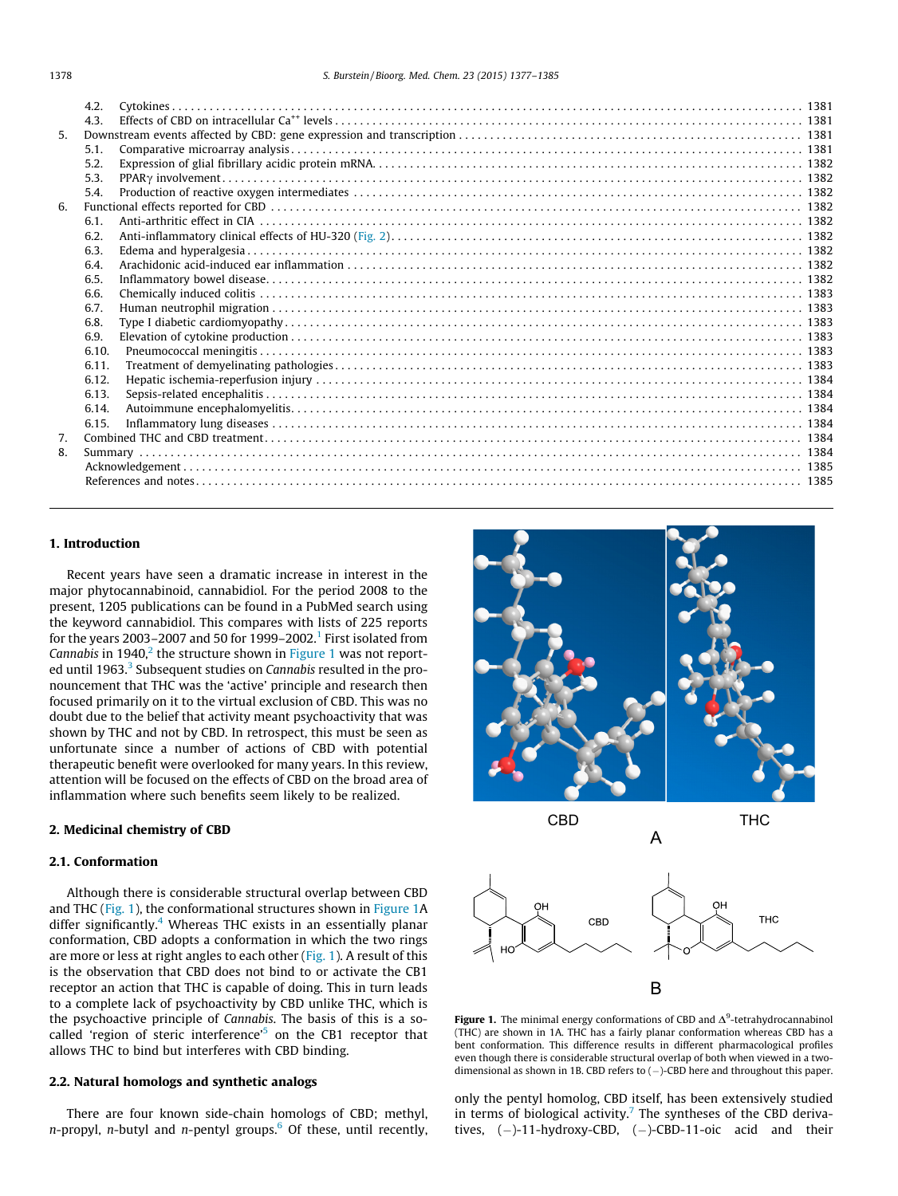4.2. Cytokines . . . . . . . . . . 1381
4.3. Effects of CBD on intracellular $Ca^{++}$ levels . . . . . . . . . . 1381
5. Downstream events affected by CBD: gene expression and transcription . . . . . . . . . . 1381
5.1. Comparative microarray analysis . . . . . . . . . . 1381
5.2. Expression of glial fibrillary acidic protein mRNA. . . . . . . . . . . 1382
5.3. PPARγ involvement . . . . . . . . . . 1382
5.4. Production of reactive oxygen intermediates . . . . . . . . . . 1382
6. Functional effects reported for CBD . . . . . . . . . . 1382
6.1. Anti-arthritic effect in CIA . . . . . . . . . . 1382
6.2. Anti-inflammatory clinical effects of HU-320 (Fig. 2). . . . . . . . . . . 1382
6.3. Edema and hyperalgesia . . . . . . . . . . 1382
6.4. Arachidonic acid-induced ear inflammation . . . . . . . . . . 1382
6.5. Inflammatory bowel disease. . . . . . . . . . . 1382
6.6. Chemically induced colitis . . . . . . . . . . 1383
6.7. Human neutrophil migration . . . . . . . . . . 1383
6.8. Type I diabetic cardiomyopathy . . . . . . . . . . 1383
6.9. Elevation of cytokine production . . . . . . . . . . 1383
6.10. Pneumococcal meningitis . . . . . . . . . . 1383
6.11. Treatment of demyelinating pathologies . . . . . . . . . . 1383
6.12. Hepatic ischemia-reperfusion injury . . . . . . . . . . 1384
6.13. Sepsis-related encephalitis . . . . . . . . . . 1384
6.14. Autoimmune encephalomyelitis. . . . . . . . . . . 1384
6.15. Inflammatory lung diseases . . . . . . . . . . 1384
7. Combined THC and CBD treatment . . . . . . . . . . 1384
8. Summary . . . . . . . . . . 1384
Acknowledgement . . . . . . . . . . 1385
References and notes . . . . . . . . . . 1385

## 1. Introduction

Recent years have seen a dramatic increase in interest in the major phytocannabinoid, cannabidiol. For the period 2008 to the present, 1205 publications can be found in a PubMed search using the keyword cannabidiol. This compares with lists of 225 reports for the years 2003–2007 and 50 for 1999–2002.[1] First isolated from *Cannabis* in 1940,[2] the structure shown in Figure 1 was not reported until 1963.[3] Subsequent studies on *Cannabis* resulted in the pronouncement that THC was the 'active' principle and research then focused primarily on it to the virtual exclusion of CBD. This was no doubt due to the belief that activity meant psychoactivity that was shown by THC and not by CBD. In retrospect, this must be seen as unfortunate since a number of actions of CBD with potential therapeutic benefit were overlooked for many years. In this review, attention will be focused on the effects of CBD on the broad area of inflammation where such benefits seem likely to be realized.

## 2. Medicinal chemistry of CBD

### 2.1. Conformation

Although there is considerable structural overlap between CBD and THC (Fig. 1), the conformational structures shown in Figure 1A differ significantly.[4] Whereas THC exists in an essentially planar conformation, CBD adopts a conformation in which the two rings are more or less at right angles to each other (Fig. 1). A result of this is the observation that CBD does not bind to or activate the CB1 receptor an action that THC is capable of doing. This in turn leads to a complete lack of psychoactivity by CBD unlike THC, which is the psychoactive principle of *Cannabis*. The basis of this is a so-called 'region of steric interference'[5] on the CB1 receptor that allows THC to bind but interferes with CBD binding.

**Figure 1.** The minimal energy conformations of CBD and $\Delta^9$-tetrahydrocannabinol (THC) are shown in 1A. THC has a fairly planar conformation whereas CBD has a bent conformation. This difference results in different pharmacological profiles even though there is considerable structural overlap of both when viewed in a two-dimensional as shown in 1B. CBD refers to (−)-CBD here and throughout this paper.

### 2.2. Natural homologs and synthetic analogs

There are four known side-chain homologs of CBD; methyl, *n*-propyl, *n*-butyl and *n*-pentyl groups.[6] Of these, until recently, only the pentyl homolog, CBD itself, has been extensively studied in terms of biological activity.[7] The syntheses of the CBD derivatives, (−)-11-hydroxy-CBD, (−)-CBD-11-oic acid and their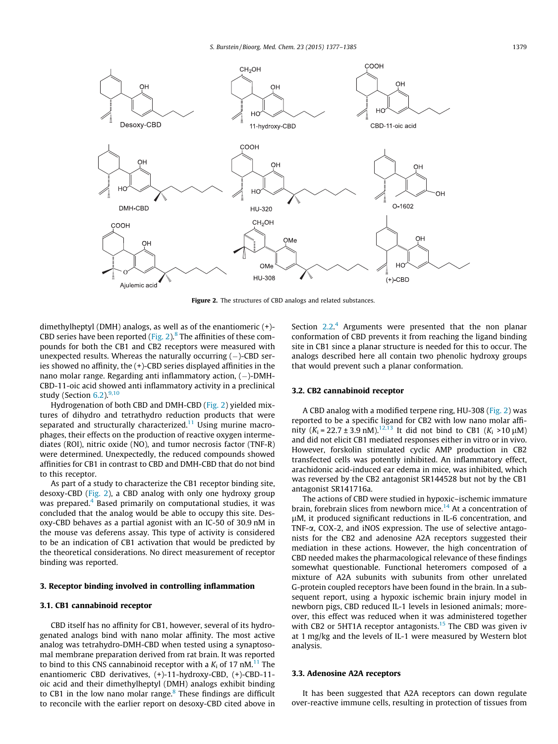Figure 2. The structures of CBD analogs and related substances.

dimethylheptyl (DMH) analogs, as well as of the enantiomeric (+)-CBD series have been reported (Fig. 2).[8] The affinities of these compounds for both the CB1 and CB2 receptors were measured with unexpected results. Whereas the naturally occurring (−)-CBD series showed no affinity, the (+)-CBD series displayed affinities in the nano molar range. Regarding anti inflammatory action, (−)-DMH-CBD-11-oic acid showed anti inflammatory activity in a preclinical study (Section 6.2).[9,10]

Hydrogenation of both CBD and DMH-CBD (Fig. 2) yielded mixtures of dihydro and tetrathydro reduction products that were separated and structurally characterized.[11] Using murine macrophages, their effects on the production of reactive oxygen intermediates (ROI), nitric oxide (NO), and tumor necrosis factor (TNF-R) were determined. Unexpectedly, the reduced compounds showed affinities for CB1 in contrast to CBD and DMH-CBD that do not bind to this receptor.

As part of a study to characterize the CB1 receptor binding site, desoxy-CBD (Fig. 2), a CBD analog with only one hydroxy group was prepared.[4] Based primarily on computational studies, it was concluded that the analog would be able to occupy this site. Desoxy-CBD behaves as a partial agonist with an IC-50 of 30.9 nM in the mouse vas deferens assay. This type of activity is considered to be an indication of CB1 activation that would be predicted by the theoretical considerations. No direct measurement of receptor binding was reported.

## 3. Receptor binding involved in controlling inflammation

### 3.1. CB1 cannabinoid receptor

CBD itself has no affinity for CB1, however, several of its hydrogenated analogs bind with nano molar affinity. The most active analog was tetrahydro-DMH-CBD when tested using a synaptosomal membrane preparation derived from rat brain. It was reported to bind to this CNS cannabinoid receptor with a $K_i$ of 17 nM.[11] The enantiomeric CBD derivatives, (+)-11-hydroxy-CBD, (+)-CBD-11-oic acid and their dimethylheptyl (DMH) analogs exhibit binding to CB1 in the low nano molar range.[8] These findings are difficult to reconcile with the earlier report on desoxy-CBD cited above in Section 2.2.[4] Arguments were presented that the non planar conformation of CBD prevents it from reaching the ligand binding site in CB1 since a planar structure is needed for this to occur. The analogs described here all contain two phenolic hydroxy groups that would prevent such a planar conformation.

### 3.2. CB2 cannabinoid receptor

A CBD analog with a modified terpene ring, HU-308 (Fig. 2) was reported to be a specific ligand for CB2 with low nano molar affinity ($K_i$ = 22.7 ± 3.9 nM).[12,13] It did not bind to CB1 ($K_i$ >10 μM) and did not elicit CB1 mediated responses either in vitro or in vivo. However, forskolin stimulated cyclic AMP production in CB2 transfected cells was potently inhibited. An inflammatory effect, arachidonic acid-induced ear edema in mice, was inhibited, which was reversed by the CB2 antagonist SR144528 but not by the CB1 antagonist SR141716a.

The actions of CBD were studied in hypoxic–ischemic immature brain, forebrain slices from newborn mice.[14] At a concentration of μM, it produced significant reductions in IL-6 concentration, and TNF-α, COX-2, and iNOS expression. The use of selective antagonists for the CB2 and adenosine A2A receptors suggested their mediation in these actions. However, the high concentration of CBD needed makes the pharmacological relevance of these findings somewhat questionable. Functional heteromers composed of a mixture of A2A subunits with subunits from other unrelated G-protein coupled receptors have been found in the brain. In a subsequent report, using a hypoxic ischemic brain injury model in newborn pigs, CBD reduced IL-1 levels in lesioned animals; moreover, this effect was reduced when it was administered together with CB2 or 5HT1A receptor antagonists.[15] The CBD was given iv at 1 mg/kg and the levels of IL-1 were measured by Western blot analysis.

### 3.3. Adenosine A2A receptors

It has been suggested that A2A receptors can down regulate over-reactive immune cells, resulting in protection of tissues from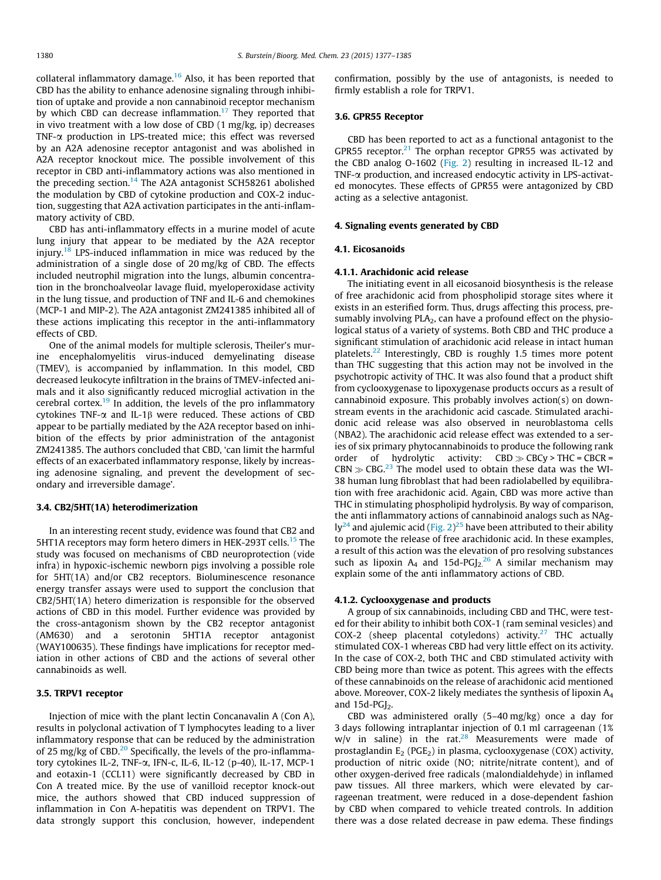collateral inflammatory damage.[16] Also, it has been reported that CBD has the ability to enhance adenosine signaling through inhibition of uptake and provide a non cannabinoid receptor mechanism by which CBD can decrease inflammation.[17] They reported that in vivo treatment with a low dose of CBD (1 mg/kg, ip) decreases TNF-α production in LPS-treated mice; this effect was reversed by an A2A adenosine receptor antagonist and was abolished in A2A receptor knockout mice. The possible involvement of this receptor in CBD anti-inflammatory actions was also mentioned in the preceding section.[14] The A2A antagonist SCH58261 abolished the modulation by CBD of cytokine production and COX-2 induction, suggesting that A2A activation participates in the anti-inflammatory activity of CBD.

CBD has anti-inflammatory effects in a murine model of acute lung injury that appear to be mediated by the A2A receptor injury.[18] LPS-induced inflammation in mice was reduced by the administration of a single dose of 20 mg/kg of CBD. The effects included neutrophil migration into the lungs, albumin concentration in the bronchoalveolar lavage fluid, myeloperoxidase activity in the lung tissue, and production of TNF and IL-6 and chemokines (MCP-1 and MIP-2). The A2A antagonist ZM241385 inhibited all of these actions implicating this receptor in the anti-inflammatory effects of CBD.

One of the animal models for multiple sclerosis, Theiler's murine encephalomyelitis virus-induced demyelinating disease (TMEV), is accompanied by inflammation. In this model, CBD decreased leukocyte infiltration in the brains of TMEV-infected animals and it also significantly reduced microglial activation in the cerebral cortex.[19] In addition, the levels of the pro inflammatory cytokines TNF-α and IL-1β were reduced. These actions of CBD appear to be partially mediated by the A2A receptor based on inhibition of the effects by prior administration of the antagonist ZM241385. The authors concluded that CBD, 'can limit the harmful effects of an exacerbated inflammatory response, likely by increasing adenosine signaling, and prevent the development of secondary and irreversible damage'.

### 3.4. CB2/5HT(1A) heterodimerization

In an interesting recent study, evidence was found that CB2 and 5HT1A receptors may form hetero dimers in HEK-293T cells.[15] The study was focused on mechanisms of CBD neuroprotection (vide infra) in hypoxic-ischemic newborn pigs involving a possible role for 5HT(1A) and/or CB2 receptors. Bioluminescence resonance energy transfer assays were used to support the conclusion that CB2/5HT(1A) hetero dimerization is responsible for the observed actions of CBD in this model. Further evidence was provided by the cross-antagonism shown by the CB2 receptor antagonist (AM630) and a serotonin 5HT1A receptor antagonist (WAY100635). These findings have implications for receptor mediation in other actions of CBD and the actions of several other cannabinoids as well.

### 3.5. TRPV1 receptor

Injection of mice with the plant lectin Concanavalin A (Con A), results in polyclonal activation of T lymphocytes leading to a liver inflammatory response that can be reduced by the administration of 25 mg/kg of CBD.[20] Specifically, the levels of the pro-inflammatory cytokines IL-2, TNF-α, IFN-c, IL-6, IL-12 (p-40), IL-17, MCP-1 and eotaxin-1 (CCL11) were significantly decreased by CBD in Con A treated mice. By the use of vanilloid receptor knock-out mice, the authors showed that CBD induced suppression of inflammation in Con A-hepatitis was dependent on TRPV1. The data strongly support this conclusion, however, independent confirmation, possibly by the use of antagonists, is needed to firmly establish a role for TRPV1.

### 3.6. GPR55 Receptor

CBD has been reported to act as a functional antagonist to the GPR55 receptor.[21] The orphan receptor GPR55 was activated by the CBD analog O-1602 (Fig. 2) resulting in increased IL-12 and TNF-α production, and increased endocytic activity in LPS-activated monocytes. These effects of GPR55 were antagonized by CBD acting as a selective antagonist.

## 4. Signaling events generated by CBD

### 4.1. Eicosanoids

#### 4.1.1. Arachidonic acid release

The initiating event in all eicosanoid biosynthesis is the release of free arachidonic acid from phospholipid storage sites where it exists in an esterified form. Thus, drugs affecting this process, presumably involving $PLA_2$, can have a profound effect on the physiological status of a variety of systems. Both CBD and THC produce a significant stimulation of arachidonic acid release in intact human platelets.[22] Interestingly, CBD is roughly 1.5 times more potent than THC suggesting that this action may not be involved in the psychotropic activity of THC. It was also found that a product shift from cyclooxygenase to lipoxygenase products occurs as a result of cannabinoid exposure. This probably involves action(s) on downstream events in the arachidonic acid cascade. Stimulated arachidonic acid release was also observed in neuroblastoma cells (NBA2). The arachidonic acid release effect was extended to a series of six primary phytocannabinoids to produce the following rank order of hydrolytic activity: CBD ≫ CBCy > THC = CBCR = CBN ≫ CBG.[23] The model used to obtain these data was the WI-38 human lung fibroblast that had been radiolabelled by equilibration with free arachidonic acid. Again, CBD was more active than THC in stimulating phospholipid hydrolysis. By way of comparison, the anti inflammatory actions of cannabinoid analogs such as NAgly[24] and ajulemic acid (Fig. 2)[25] have been attributed to their ability to promote the release of free arachidonic acid. In these examples, a result of this action was the elevation of pro resolving substances such as lipoxin $A_4$ and 15d-$PGJ_2$.[26] A similar mechanism may explain some of the anti inflammatory actions of CBD.

#### 4.1.2. Cyclooxygenase and products

A group of six cannabinoids, including CBD and THC, were tested for their ability to inhibit both COX-1 (ram seminal vesicles) and COX-2 (sheep placental cotyledons) activity.[27] THC actually stimulated COX-1 whereas CBD had very little effect on its activity. In the case of COX-2, both THC and CBD stimulated activity with CBD being more than twice as potent. This agrees with the effects of these cannabinoids on the release of arachidonic acid mentioned above. Moreover, COX-2 likely mediates the synthesis of lipoxin $A_4$ and 15d-$PGJ_2$.

CBD was administered orally (5–40 mg/kg) once a day for 3 days following intraplantar injection of 0.1 ml carrageenan (1% w/v in saline) in the rat.[28] Measurements were made of prostaglandin $E_2$ ($PGE_2$) in plasma, cyclooxygenase (COX) activity, production of nitric oxide (NO; nitrite/nitrate content), and of other oxygen-derived free radicals (malondialdehyde) in inflamed paw tissues. All three markers, which were elevated by carrageenan treatment, were reduced in a dose-dependent fashion by CBD when compared to vehicle treated controls. In addition there was a dose related decrease in paw edema. These findings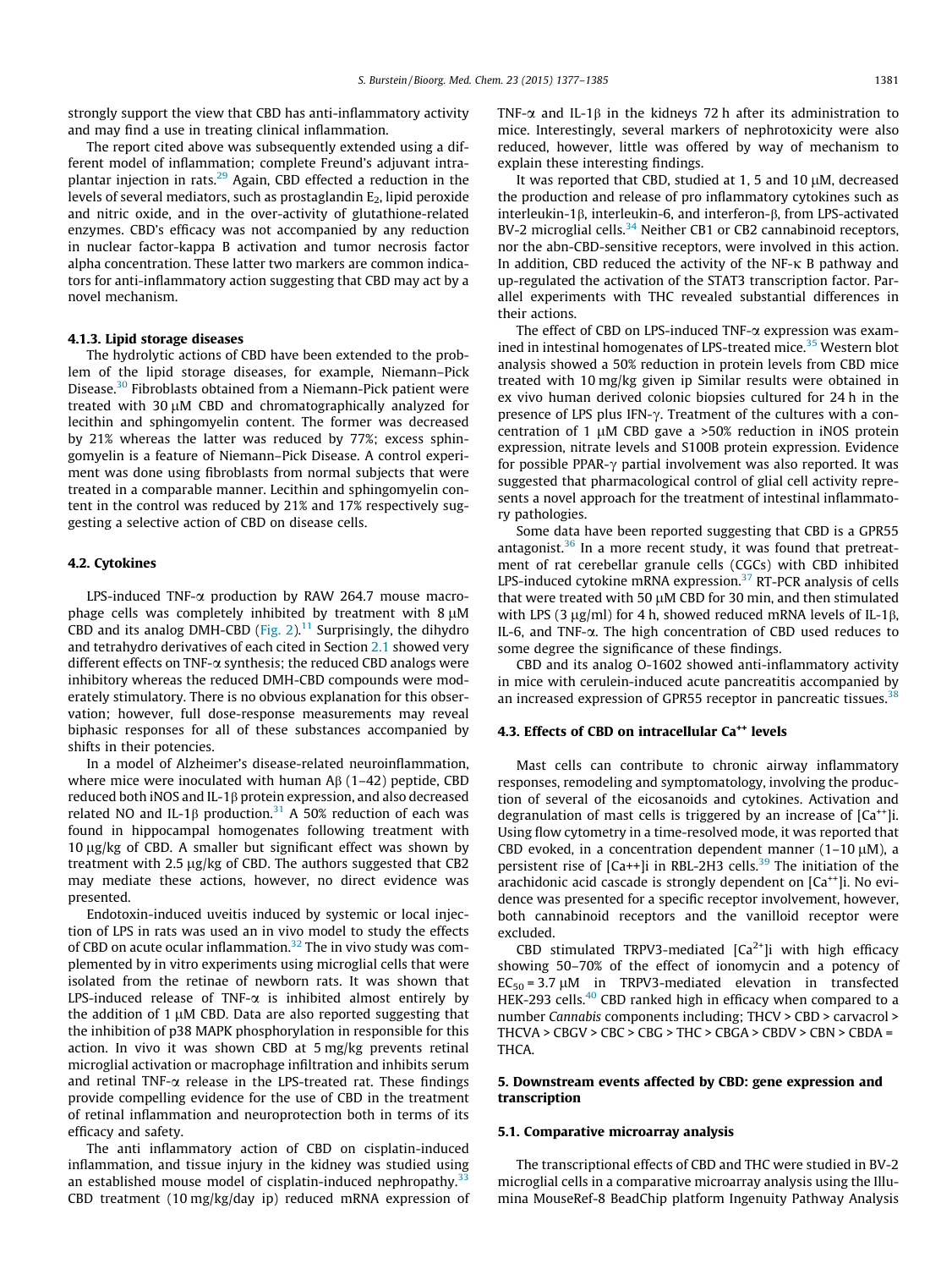strongly support the view that CBD has anti-inflammatory activity and may find a use in treating clinical inflammation.

The report cited above was subsequently extended using a different model of inflammation; complete Freund's adjuvant intraplantar injection in rats.[29] Again, CBD effected a reduction in the levels of several mediators, such as prostaglandin $E_2$, lipid peroxide and nitric oxide, and in the over-activity of glutathione-related enzymes. CBD's efficacy was not accompanied by any reduction in nuclear factor-kappa B activation and tumor necrosis factor alpha concentration. These latter two markers are common indicators for anti-inflammatory action suggesting that CBD may act by a novel mechanism.

#### 4.1.3. Lipid storage diseases

The hydrolytic actions of CBD have been extended to the problem of the lipid storage diseases, for example, Niemann–Pick Disease.[30] Fibroblasts obtained from a Niemann-Pick patient were treated with 30 μM CBD and chromatographically analyzed for lecithin and sphingomyelin content. The former was decreased by 21% whereas the latter was reduced by 77%; excess sphingomyelin is a feature of Niemann–Pick Disease. A control experiment was done using fibroblasts from normal subjects that were treated in a comparable manner. Lecithin and sphingomyelin content in the control was reduced by 21% and 17% respectively suggesting a selective action of CBD on disease cells.

### 4.2. Cytokines

LPS-induced TNF-α production by RAW 264.7 mouse macrophage cells was completely inhibited by treatment with 8 μM CBD and its analog DMH-CBD (Fig. 2).[11] Surprisingly, the dihydro and tetrahydro derivatives of each cited in Section 2.1 showed very different effects on TNF-α synthesis; the reduced CBD analogs were inhibitory whereas the reduced DMH-CBD compounds were moderately stimulatory. There is no obvious explanation for this observation; however, full dose-response measurements may reveal biphasic responses for all of these substances accompanied by shifts in their potencies.

In a model of Alzheimer's disease-related neuroinflammation, where mice were inoculated with human Aβ (1–42) peptide, CBD reduced both iNOS and IL-1β protein expression, and also decreased related NO and IL-1β production.[31] A 50% reduction of each was found in hippocampal homogenates following treatment with 10 μg/kg of CBD. A smaller but significant effect was shown by treatment with 2.5 μg/kg of CBD. The authors suggested that CB2 may mediate these actions, however, no direct evidence was presented.

Endotoxin-induced uveitis induced by systemic or local injection of LPS in rats was used an in vivo model to study the effects of CBD on acute ocular inflammation.[32] The in vivo study was complemented by in vitro experiments using microglial cells that were isolated from the retinae of newborn rats. It was shown that LPS-induced release of TNF-α is inhibited almost entirely by the addition of 1 μM CBD. Data are also reported suggesting that the inhibition of p38 MAPK phosphorylation in responsible for this action. In vivo it was shown CBD at 5 mg/kg prevents retinal microglial activation or macrophage infiltration and inhibits serum and retinal TNF-α release in the LPS-treated rat. These findings provide compelling evidence for the use of CBD in the treatment of retinal inflammation and neuroprotection both in terms of its efficacy and safety.

The anti inflammatory action of CBD on cisplatin-induced inflammation, and tissue injury in the kidney was studied using an established mouse model of cisplatin-induced nephropathy.[33] CBD treatment (10 mg/kg/day ip) reduced mRNA expression of TNF-α and IL-1β in the kidneys 72 h after its administration to mice. Interestingly, several markers of nephrotoxicity were also reduced, however, little was offered by way of mechanism to explain these interesting findings.

It was reported that CBD, studied at 1, 5 and 10 μM, decreased the production and release of pro inflammatory cytokines such as interleukin-1β, interleukin-6, and interferon-β, from LPS-activated BV-2 microglial cells.[34] Neither CB1 or CB2 cannabinoid receptors, nor the abn-CBD-sensitive receptors, were involved in this action. In addition, CBD reduced the activity of the NF-κ B pathway and up-regulated the activation of the STAT3 transcription factor. Parallel experiments with THC revealed substantial differences in their actions.

The effect of CBD on LPS-induced TNF-α expression was examined in intestinal homogenates of LPS-treated mice.[35] Western blot analysis showed a 50% reduction in protein levels from CBD mice treated with 10 mg/kg given ip Similar results were obtained in ex vivo human derived colonic biopsies cultured for 24 h in the presence of LPS plus IFN-γ. Treatment of the cultures with a concentration of 1 μM CBD gave a >50% reduction in iNOS protein expression, nitrate levels and S100B protein expression. Evidence for possible PPAR-γ partial involvement was also reported. It was suggested that pharmacological control of glial cell activity represents a novel approach for the treatment of intestinal inflammatory pathologies.

Some data have been reported suggesting that CBD is a GPR55 antagonist.[36] In a more recent study, it was found that pretreatment of rat cerebellar granule cells (CGCs) with CBD inhibited LPS-induced cytokine mRNA expression.[37] RT-PCR analysis of cells that were treated with 50 μM CBD for 30 min, and then stimulated with LPS (3 μg/ml) for 4 h, showed reduced mRNA levels of IL-1β, IL-6, and TNF-α. The high concentration of CBD used reduces to some degree the significance of these findings.

CBD and its analog O-1602 showed anti-inflammatory activity in mice with cerulein-induced acute pancreatitis accompanied by an increased expression of GPR55 receptor in pancreatic tissues.[38]

### 4.3. Effects of CBD on intracellular $Ca^{++}$ levels

Mast cells can contribute to chronic airway inflammatory responses, remodeling and symptomatology, involving the production of several of the eicosanoids and cytokines. Activation and degranulation of mast cells is triggered by an increase of $[Ca^{++}]i$. Using flow cytometry in a time-resolved mode, it was reported that CBD evoked, in a concentration dependent manner (1–10 μM), a persistent rise of [Ca++]i in RBL-2H3 cells.[39] The initiation of the arachidonic acid cascade is strongly dependent on $[Ca^{++}]i$. No evidence was presented for a specific receptor involvement, however, both cannabinoid receptors and the vanilloid receptor were excluded.

CBD stimulated TRPV3-mediated $[Ca^{2+}]i$ with high efficacy showing 50–70% of the effect of ionomycin and a potency of $EC_{50}$ = 3.7 μM in TRPV3-mediated elevation in transfected HEK-293 cells.[40] CBD ranked high in efficacy when compared to a number *Cannabis* components including; THCV > CBD > carvacrol > THCVA > CBGV > CBC > CBG > THC > CBGA > CBDV > CBN > CBDA = THCA.

## 5. Downstream events affected by CBD: gene expression and transcription

### 5.1. Comparative microarray analysis

The transcriptional effects of CBD and THC were studied in BV-2 microglial cells in a comparative microarray analysis using the Illumina MouseRef-8 BeadChip platform Ingenuity Pathway Analysis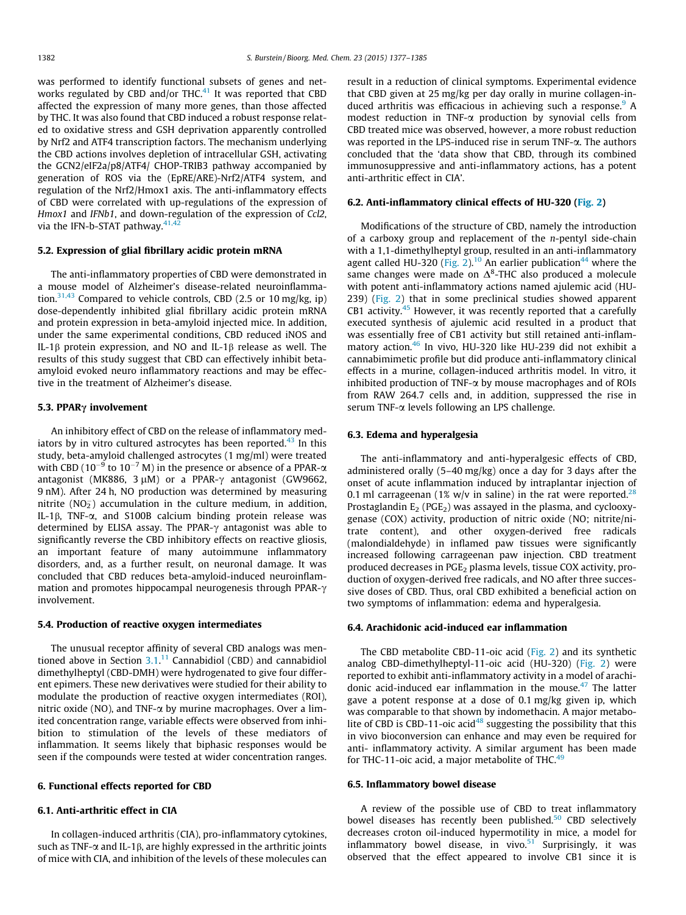was performed to identify functional subsets of genes and networks regulated by CBD and/or THC.[41] It was reported that CBD affected the expression of many more genes, than those affected by THC. It was also found that CBD induced a robust response related to oxidative stress and GSH deprivation apparently controlled by Nrf2 and ATF4 transcription factors. The mechanism underlying the CBD actions involves depletion of intracellular GSH, activating the GCN2/eIF2a/p8/ATF4/ CHOP-TRIB3 pathway accompanied by generation of ROS via the (EpRE/ARE)-Nrf2/ATF4 system, and regulation of the Nrf2/Hmox1 axis. The anti-inflammatory effects of CBD were correlated with up-regulations of the expression of *Hmox1* and *IFNb1*, and down-regulation of the expression of *Ccl2*, via the IFN-b-STAT pathway.[41,42]

### 5.2. Expression of glial fibrillary acidic protein mRNA

The anti-inflammatory properties of CBD were demonstrated in a mouse model of Alzheimer's disease-related neuroinflammation.[31,43] Compared to vehicle controls, CBD (2.5 or 10 mg/kg, ip) dose-dependently inhibited glial fibrillary acidic protein mRNA and protein expression in beta-amyloid injected mice. In addition, under the same experimental conditions, CBD reduced iNOS and IL-1β protein expression, and NO and IL-1β release as well. The results of this study suggest that CBD can effectively inhibit beta-amyloid evoked neuro inflammatory reactions and may be effective in the treatment of Alzheimer's disease.

### 5.3. PPARγ involvement

An inhibitory effect of CBD on the release of inflammatory mediators by in vitro cultured astrocytes has been reported.[43] In this study, beta-amyloid challenged astrocytes (1 mg/ml) were treated with CBD ($10^{-9}$ to $10^{-7}$ M) in the presence or absence of a PPAR-α antagonist (MK886, 3 μM) or a PPAR-γ antagonist (GW9662, 9 nM). After 24 h, NO production was determined by measuring nitrite ($NO_2^-$) accumulation in the culture medium, in addition, IL-1β, TNF-α, and S100B calcium binding protein release was determined by ELISA assay. The PPAR-γ antagonist was able to significantly reverse the CBD inhibitory effects on reactive gliosis, an important feature of many autoimmune inflammatory disorders, and, as a further result, on neuronal damage. It was concluded that CBD reduces beta-amyloid-induced neuroinflammation and promotes hippocampal neurogenesis through PPAR-γ involvement.

### 5.4. Production of reactive oxygen intermediates

The unusual receptor affinity of several CBD analogs was mentioned above in Section 3.1.[11] Cannabidiol (CBD) and cannabidiol dimethylheptyl (CBD-DMH) were hydrogenated to give four different epimers. These new derivatives were studied for their ability to modulate the production of reactive oxygen intermediates (ROI), nitric oxide (NO), and TNF-α by murine macrophages. Over a limited concentration range, variable effects were observed from inhibition to stimulation of the levels of these mediators of inflammation. It seems likely that biphasic responses would be seen if the compounds were tested at wider concentration ranges.

## 6. Functional effects reported for CBD

### 6.1. Anti-arthritic effect in CIA

In collagen-induced arthritis (CIA), pro-inflammatory cytokines, such as TNF-α and IL-1β, are highly expressed in the arthritic joints of mice with CIA, and inhibition of the levels of these molecules can result in a reduction of clinical symptoms. Experimental evidence that CBD given at 25 mg/kg per day orally in murine collagen-induced arthritis was efficacious in achieving such a response.[9] A modest reduction in TNF-α production by synovial cells from CBD treated mice was observed, however, a more robust reduction was reported in the LPS-induced rise in serum TNF-α. The authors concluded that the 'data show that CBD, through its combined immunosuppressive and anti-inflammatory actions, has a potent anti-arthritic effect in CIA'.

### 6.2. Anti-inflammatory clinical effects of HU-320 (Fig. 2)

Modifications of the structure of CBD, namely the introduction of a carboxy group and replacement of the *n*-pentyl side-chain with a 1,1-dimethylheptyl group, resulted in an anti-inflammatory agent called HU-320 (Fig. 2).[10] An earlier publication[44] where the same changes were made on $\Delta^8$-THC also produced a molecule with potent anti-inflammatory actions named ajulemic acid (HU-239) (Fig. 2) that in some preclinical studies showed apparent CB1 activity.[45] However, it was recently reported that a carefully executed synthesis of ajulemic acid resulted in a product that was essentially free of CB1 activity but still retained anti-inflammatory action.[46] In vivo, HU-320 like HU-239 did not exhibit a cannabimimetic profile but did produce anti-inflammatory clinical effects in a murine, collagen-induced arthritis model. In vitro, it inhibited production of TNF-α by mouse macrophages and of ROIs from RAW 264.7 cells and, in addition, suppressed the rise in serum TNF-α levels following an LPS challenge.

### 6.3. Edema and hyperalgesia

The anti-inflammatory and anti-hyperalgesic effects of CBD, administered orally (5–40 mg/kg) once a day for 3 days after the onset of acute inflammation induced by intraplantar injection of 0.1 ml carrageenan (1% w/v in saline) in the rat were reported.[28] Prostaglandin $E_2$ ($PGE_2$) was assayed in the plasma, and cyclooxygenase (COX) activity, production of nitric oxide (NO; nitrite/nitrate content), and other oxygen-derived free radicals (malondialdehyde) in inflamed paw tissues were significantly increased following carrageenan paw injection. CBD treatment produced decreases in $PGE_2$ plasma levels, tissue COX activity, production of oxygen-derived free radicals, and NO after three successive doses of CBD. Thus, oral CBD exhibited a beneficial action on two symptoms of inflammation: edema and hyperalgesia.

### 6.4. Arachidonic acid-induced ear inflammation

The CBD metabolite CBD-11-oic acid (Fig. 2) and its synthetic analog CBD-dimethylheptyl-11-oic acid (HU-320) (Fig. 2) were reported to exhibit anti-inflammatory activity in a model of arachidonic acid-induced ear inflammation in the mouse.[47] The latter gave a potent response at a dose of 0.1 mg/kg given ip, which was comparable to that shown by indomethacin. A major metabolite of CBD is CBD-11-oic acid[48] suggesting the possibility that this in vivo bioconversion can enhance and may even be required for anti- inflammatory activity. A similar argument has been made for THC-11-oic acid, a major metabolite of THC.[49]

### 6.5. Inflammatory bowel disease

A review of the possible use of CBD to treat inflammatory bowel diseases has recently been published.[50] CBD selectively decreases croton oil-induced hypermotility in mice, a model for inflammatory bowel disease, in vivo.[51] Surprisingly, it was observed that the effect appeared to involve CB1 since it is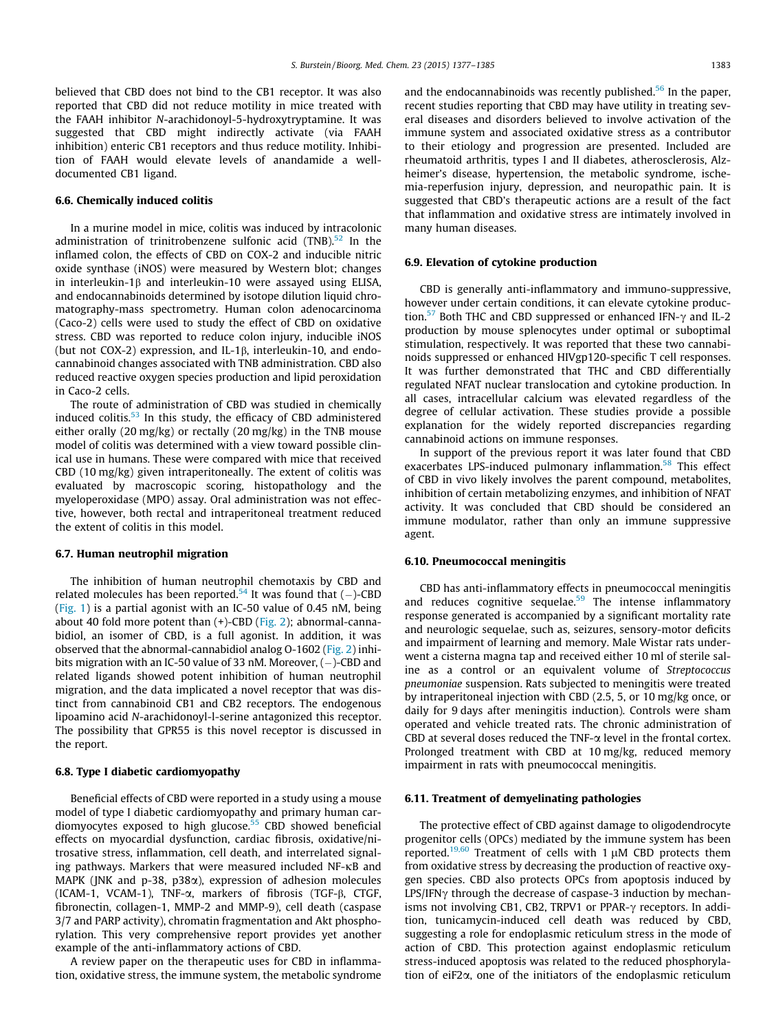believed that CBD does not bind to the CB1 receptor. It was also reported that CBD did not reduce motility in mice treated with the FAAH inhibitor N-arachidonoyl-5-hydroxytryptamine. It was suggested that CBD might indirectly activate (via FAAH inhibition) enteric CB1 receptors and thus reduce motility. Inhibition of FAAH would elevate levels of anandamide a well-documented CB1 ligand.

### 6.6. Chemically induced colitis

In a murine model in mice, colitis was induced by intracolonic administration of trinitrobenzene sulfonic acid (TNB).[52] In the inflamed colon, the effects of CBD on COX-2 and inducible nitric oxide synthase (iNOS) were measured by Western blot; changes in interleukin-1β and interleukin-10 were assayed using ELISA, and endocannabinoids determined by isotope dilution liquid chromatography-mass spectrometry. Human colon adenocarcinoma (Caco-2) cells were used to study the effect of CBD on oxidative stress. CBD was reported to reduce colon injury, inducible iNOS (but not COX-2) expression, and IL-1β, interleukin-10, and endocannabinoid changes associated with TNB administration. CBD also reduced reactive oxygen species production and lipid peroxidation in Caco-2 cells.

The route of administration of CBD was studied in chemically induced colitis.[53] In this study, the efficacy of CBD administered either orally (20 mg/kg) or rectally (20 mg/kg) in the TNB mouse model of colitis was determined with a view toward possible clinical use in humans. These were compared with mice that received CBD (10 mg/kg) given intraperitoneally. The extent of colitis was evaluated by macroscopic scoring, histopathology and the myeloperoxidase (MPO) assay. Oral administration was not effective, however, both rectal and intraperitoneal treatment reduced the extent of colitis in this model.

### 6.7. Human neutrophil migration

The inhibition of human neutrophil chemotaxis by CBD and related molecules has been reported.[54] It was found that (−)-CBD (Fig. 1) is a partial agonist with an IC-50 value of 0.45 nM, being about 40 fold more potent than (+)-CBD (Fig. 2); abnormal-cannabidiol, an isomer of CBD, is a full agonist. In addition, it was observed that the abnormal-cannabidiol analog O-1602 (Fig. 2) inhibits migration with an IC-50 value of 33 nM. Moreover, (−)-CBD and related ligands showed potent inhibition of human neutrophil migration, and the data implicated a novel receptor that was distinct from cannabinoid CB1 and CB2 receptors. The endogenous lipoamino acid N-arachidonoyl-l-serine antagonized this receptor. The possibility that GPR55 is this novel receptor is discussed in the report.

### 6.8. Type I diabetic cardiomyopathy

Beneficial effects of CBD were reported in a study using a mouse model of type I diabetic cardiomyopathy and primary human cardiomyocytes exposed to high glucose.[55] CBD showed beneficial effects on myocardial dysfunction, cardiac fibrosis, oxidative/nitrosative stress, inflammation, cell death, and interrelated signaling pathways. Markers that were measured included NF-κB and MAPK (JNK and p-38, p38α), expression of adhesion molecules (ICAM-1, VCAM-1), TNF-α, markers of fibrosis (TGF-β, CTGF, fibronectin, collagen-1, MMP-2 and MMP-9), cell death (caspase 3/7 and PARP activity), chromatin fragmentation and Akt phosphorylation. This very comprehensive report provides yet another example of the anti-inflammatory actions of CBD.

A review paper on the therapeutic uses for CBD in inflammation, oxidative stress, the immune system, the metabolic syndrome and the endocannabinoids was recently published.[56] In the paper, recent studies reporting that CBD may have utility in treating several diseases and disorders believed to involve activation of the immune system and associated oxidative stress as a contributor to their etiology and progression are presented. Included are rheumatoid arthritis, types I and II diabetes, atherosclerosis, Alzheimer's disease, hypertension, the metabolic syndrome, ischemia-reperfusion injury, depression, and neuropathic pain. It is suggested that CBD's therapeutic actions are a result of the fact that inflammation and oxidative stress are intimately involved in many human diseases.

### 6.9. Elevation of cytokine production

CBD is generally anti-inflammatory and immuno-suppressive, however under certain conditions, it can elevate cytokine production.[57] Both THC and CBD suppressed or enhanced IFN-γ and IL-2 production by mouse splenocytes under optimal or suboptimal stimulation, respectively. It was reported that these two cannabinoids suppressed or enhanced HIVgp120-specific T cell responses. It was further demonstrated that THC and CBD differentially regulated NFAT nuclear translocation and cytokine production. In all cases, intracellular calcium was elevated regardless of the degree of cellular activation. These studies provide a possible explanation for the widely reported discrepancies regarding cannabinoid actions on immune responses.

In support of the previous report it was later found that CBD exacerbates LPS-induced pulmonary inflammation.[58] This effect of CBD in vivo likely involves the parent compound, metabolites, inhibition of certain metabolizing enzymes, and inhibition of NFAT activity. It was concluded that CBD should be considered an immune modulator, rather than only an immune suppressive agent.

### 6.10. Pneumococcal meningitis

CBD has anti-inflammatory effects in pneumococcal meningitis and reduces cognitive sequelae.[59] The intense inflammatory response generated is accompanied by a significant mortality rate and neurologic sequelae, such as, seizures, sensory-motor deficits and impairment of learning and memory. Male Wistar rats underwent a cisterna magna tap and received either 10 ml of sterile saline as a control or an equivalent volume of *Streptococcus pneumoniae* suspension. Rats subjected to meningitis were treated by intraperitoneal injection with CBD (2.5, 5, or 10 mg/kg once, or daily for 9 days after meningitis induction). Controls were sham operated and vehicle treated rats. The chronic administration of CBD at several doses reduced the TNF-α level in the frontal cortex. Prolonged treatment with CBD at 10 mg/kg, reduced memory impairment in rats with pneumococcal meningitis.

### 6.11. Treatment of demyelinating pathologies

The protective effect of CBD against damage to oligodendrocyte progenitor cells (OPCs) mediated by the immune system has been reported.[19,60] Treatment of cells with 1 μM CBD protects them from oxidative stress by decreasing the production of reactive oxygen species. CBD also protects OPCs from apoptosis induced by LPS/IFNγ through the decrease of caspase-3 induction by mechanisms not involving CB1, CB2, TRPV1 or PPAR-γ receptors. In addition, tunicamycin-induced cell death was reduced by CBD, suggesting a role for endoplasmic reticulum stress in the mode of action of CBD. This protection against endoplasmic reticulum stress-induced apoptosis was related to the reduced phosphorylation of eiF2α, one of the initiators of the endoplasmic reticulum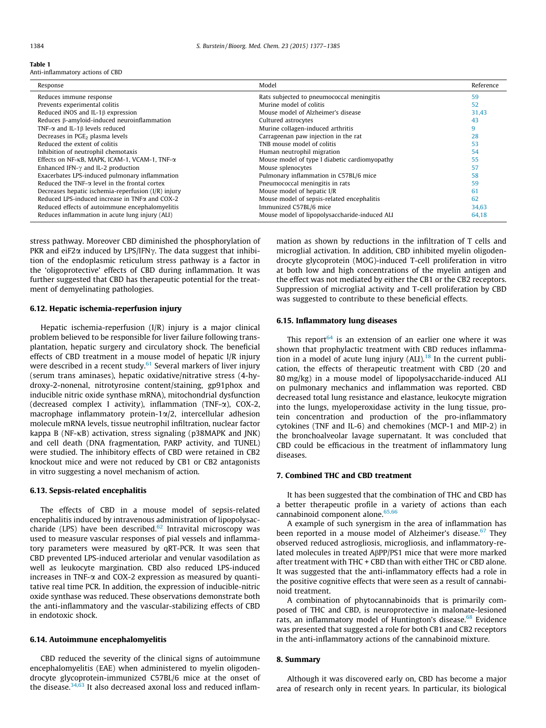**Table 1**
Anti-inflammatory actions of CBD

| Response | Model | Reference |
|---|---|---|
| Reduces immune response | Rats subjected to pneumococcal meningitis | 59 |
| Prevents experimental colitis | Murine model of colitis | 52 |
| Reduced iNOS and IL-1β expression | Mouse model of Alzheimer's disease | 31,43 |
| Reduces β-amyloid-induced neuroinflammation | Cultured astrocytes | 43 |
| TNF-α and IL-1β levels reduced | Murine collagen-induced arthritis | 9 |
| Decreases in $PGE_2$ plasma levels | Carrageenan paw injection in the rat | 28 |
| Reduced the extent of colitis | TNB mouse model of colitis | 53 |
| Inhibition of neutrophil chemotaxis | Human neutrophil migration | 54 |
| Effects on NF-κB, MAPK, ICAM-1, VCAM-1, TNF-α | Mouse model of type I diabetic cardiomyopathy | 55 |
| Enhanced IFN-γ and IL-2 production | Mouse splenocytes | 57 |
| Exacerbates LPS-induced pulmonary inflammation | Pulmonary inflammation in C57BL/6 mice | 58 |
| Reduced the TNF-α level in the frontal cortex | Pneumococcal meningitis in rats | 59 |
| Decreases hepatic ischemia-reperfusion (I/R) injury | Mouse model of hepatic I/R | 61 |
| Reduced LPS-induced increase in TNFα and COX-2 | Mouse model of sepsis-related encephalitis | 62 |
| Reduced effects of autoimmune encephalomyelitis | Immunized C57BL/6 mice | 34,63 |
| Reduces inflammation in acute lung injury (ALI) | Mouse model of lipopolysaccharide-induced ALI | 64,18 |

stress pathway. Moreover CBD diminished the phosphorylation of PKR and eiF2α induced by LPS/IFNγ. The data suggest that inhibition of the endoplasmic reticulum stress pathway is a factor in the 'oligoprotective' effects of CBD during inflammation. It was further suggested that CBD has therapeutic potential for the treatment of demyelinating pathologies.

### 6.12. Hepatic ischemia-reperfusion injury

Hepatic ischemia-reperfusion (I/R) injury is a major clinical problem believed to be responsible for liver failure following transplantation, hepatic surgery and circulatory shock. The beneficial effects of CBD treatment in a mouse model of hepatic I/R injury were described in a recent study.[61] Several markers of liver injury (serum trans aminases), hepatic oxidative/nitrative stress (4-hydroxy-2-nonenal, nitrotyrosine content/staining, gp91phox and inducible nitric oxide synthase mRNA), mitochondrial dysfunction (decreased complex I activity), inflammation (TNF-α), COX-2, macrophage inflammatory protein-1α/2, intercellular adhesion molecule mRNA levels, tissue neutrophil infiltration, nuclear factor kappa B (NF-κB) activation, stress signaling (p38MAPK and JNK) and cell death (DNA fragmentation, PARP activity, and TUNEL) were studied. The inhibitory effects of CBD were retained in CB2 knockout mice and were not reduced by CB1 or CB2 antagonists in vitro suggesting a novel mechanism of action.

### 6.13. Sepsis-related encephalitis

The effects of CBD in a mouse model of sepsis-related encephalitis induced by intravenous administration of lipopolysaccharide (LPS) have been described.[62] Intravital microscopy was used to measure vascular responses of pial vessels and inflammatory parameters were measured by qRT-PCR. It was seen that CBD prevented LPS-induced arteriolar and venular vasodilation as well as leukocyte margination. CBD also reduced LPS-induced increases in TNF-α and COX-2 expression as measured by quantitative real time PCR. In addition, the expression of inducible-nitric oxide synthase was reduced. These observations demonstrate both the anti-inflammatory and the vascular-stabilizing effects of CBD in endotoxic shock.

### 6.14. Autoimmune encephalomyelitis

CBD reduced the severity of the clinical signs of autoimmune encephalomyelitis (EAE) when administered to myelin oligodendrocyte glycoprotein-immunized C57BL/6 mice at the onset of the disease.[34,63] It also decreased axonal loss and reduced inflammation as shown by reductions in the infiltration of T cells and microglial activation. In addition, CBD inhibited myelin oligodendrocyte glycoprotein (MOG)-induced T-cell proliferation in vitro at both low and high concentrations of the myelin antigen and the effect was not mediated by either the CB1 or the CB2 receptors. Suppression of microglial activity and T-cell proliferation by CBD was suggested to contribute to these beneficial effects.

### 6.15. Inflammatory lung diseases

This report[64] is an extension of an earlier one where it was shown that prophylactic treatment with CBD reduces inflammation in a model of acute lung injury (ALI).[18] In the current publication, the effects of therapeutic treatment with CBD (20 and 80 mg/kg) in a mouse model of lipopolysaccharide-induced ALI on pulmonary mechanics and inflammation was reported. CBD decreased total lung resistance and elastance, leukocyte migration into the lungs, myeloperoxidase activity in the lung tissue, protein concentration and production of the pro-inflammatory cytokines (TNF and IL-6) and chemokines (MCP-1 and MIP-2) in the bronchoalveolar lavage supernatant. It was concluded that CBD could be efficacious in the treatment of inflammatory lung diseases.

## 7. Combined THC and CBD treatment

It has been suggested that the combination of THC and CBD has a better therapeutic profile in a variety of actions than each cannabinoid component alone.[65,66]

A example of such synergism in the area of inflammation has been reported in a mouse model of Alzheimer's disease.[67] They observed reduced astrogliosis, microgliosis, and inflammatory-related molecules in treated AβPP/PS1 mice that were more marked after treatment with THC + CBD than with either THC or CBD alone. It was suggested that the anti-inflammatory effects had a role in the positive cognitive effects that were seen as a result of cannabinoid treatment.

A combination of phytocannabinoids that is primarily composed of THC and CBD, is neuroprotective in malonate-lesioned rats, an inflammatory model of Huntington's disease.[68] Evidence was presented that suggested a role for both CB1 and CB2 receptors in the anti-inflammatory actions of the cannabinoid mixture.

## 8. Summary

Although it was discovered early on, CBD has become a major area of research only in recent years. In particular, its biological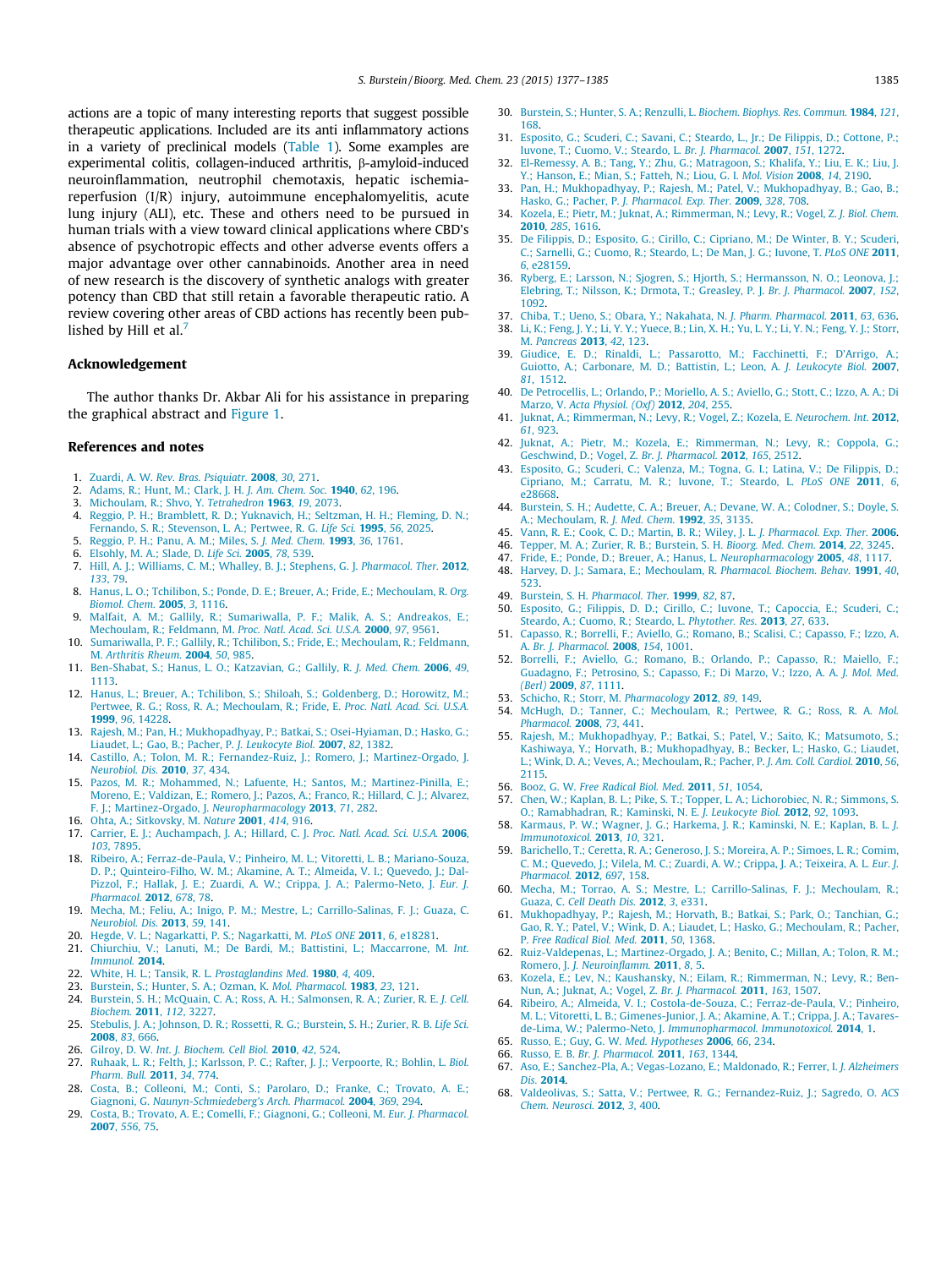actions are a topic of many interesting reports that suggest possible therapeutic applications. Included are its anti inflammatory actions in a variety of preclinical models (Table 1). Some examples are experimental colitis, collagen-induced arthritis, β-amyloid-induced neuroinflammation, neutrophil chemotaxis, hepatic ischemia-reperfusion (I/R) injury, autoimmune encephalomyelitis, acute lung injury (ALI), etc. These and others need to be pursued in human trials with a view toward clinical applications where CBD's absence of psychotropic effects and other adverse events offers a major advantage over other cannabinoids. Another area in need of new research is the discovery of synthetic analogs with greater potency than CBD that still retain a favorable therapeutic ratio. A review covering other areas of CBD actions has recently been published by Hill et al.[7]

## Acknowledgement

The author thanks Dr. Akbar Ali for his assistance in preparing the graphical abstract and Figure 1.

## References and notes

1. Zuardi, A. W. *Rev. Bras. Psiquiatr.* **2008**, *30*, 271.
2. Adams, R.; Hunt, M.; Clark, J. H. *J. Am. Chem. Soc.* **1940**, *62*, 196.
3. Michoulam, R.; Shvo, Y. *Tetrahedron* **1963**, *19*, 2073.
4. Reggio, P. H.; Bramblett, R. D.; Yuknavich, H.; Seltzman, H. H.; Fleming, D. N.; Fernando, S. R.; Stevenson, L. A.; Pertwee, R. G. *Life Sci.* **1995**, *56*, 2025.
5. Reggio, P. H.; Panu, A. M.; Miles, S. *J. Med. Chem.* **1993**, *36*, 1761.
6. Elsohly, M. A.; Slade, D. *Life Sci.* **2005**, *78*, 539.
7. Hill, A. J.; Williams, C. M.; Whalley, B. J.; Stephens, G. J. *Pharmacol. Ther.* **2012**, *133*, 79.
8. Hanus, L. O.; Tchilibon, S.; Ponde, D. E.; Breuer, A.; Fride, E.; Mechoulam, R. *Org. Biomol. Chem.* **2005**, *3*, 1116.
9. Malfait, A. M.; Gallily, R.; Sumariwalla, P. F.; Malik, A. S.; Andreakos, E.; Mechoulam, R.; Feldmann, M. *Proc. Natl. Acad. Sci. U.S.A.* **2000**, *97*, 9561.
10. Sumariwalla, P. F.; Gallily, R.; Tchilibon, S.; Fride, E.; Mechoulam, R.; Feldmann, M. *Arthritis Rheum.* **2004**, *50*, 985.
11. Ben-Shabat, S.; Hanus, L. O.; Katzavian, G.; Gallily, R. *J. Med. Chem.* **2006**, *49*, 1113.
12. Hanus, L.; Breuer, A.; Tchilibon, S.; Shiloah, S.; Goldenberg, D.; Horowitz, M.; Pertwee, R. G.; Ross, R. A.; Mechoulam, R.; Fride, E. *Proc. Natl. Acad. Sci. U.S.A.* **1999**, *96*, 14228.
13. Rajesh, M.; Pan, H.; Mukhopadhyay, P.; Batkai, S.; Osei-Hyiaman, D.; Hasko, G.; Liaudet, L.; Gao, B.; Pacher, P. *J. Leukocyte Biol.* **2007**, *82*, 1382.
14. Castillo, A.; Tolon, M. R.; Fernandez-Ruiz, J.; Romero, J.; Martinez-Orgado, J. *Neurobiol. Dis.* **2010**, *37*, 434.
15. Pazos, M. R.; Mohammed, N.; Lafuente, H.; Santos, M.; Martinez-Pinilla, E.; Moreno, E.; Valdizan, E.; Romero, J.; Pazos, A.; Franco, R.; Hillard, C. J.; Alvarez, F. J.; Martinez-Orgado, J. *Neuropharmacology* **2013**, *71*, 282.
16. Ohta, A.; Sitkovsky, M. *Nature* **2001**, *414*, 916.
17. Carrier, E. J.; Auchampach, J. A.; Hillard, C. J. *Proc. Natl. Acad. Sci. U.S.A.* **2006**, *103*, 7895.
18. Ribeiro, A.; Ferraz-de-Paula, V.; Pinheiro, M. L.; Vitoretti, L. B.; Mariano-Souza, D. P.; Quinteiro-Filho, W. M.; Akamine, A. T.; Almeida, V. I.; Quevedo, J.; Dal-Pizzol, F.; Hallak, J. E.; Zuardi, A. W.; Crippa, J. A.; Palermo-Neto, J. *Eur. J. Pharmacol.* **2012**, *678*, 78.
19. Mecha, M.; Feliu, A.; Inigo, P. M.; Mestre, L.; Carrillo-Salinas, F. J.; Guaza, C. *Neurobiol. Dis.* **2013**, *59*, 141.
20. Hegde, V. L.; Nagarkatti, P. S.; Nagarkatti, M. *PLoS ONE* **2011**, *6*, e18281.
21. Chiurchiu, V.; Lanuti, M.; De Bardi, M.; Battistini, L.; Maccarrone, M. *Int. Immunol.* **2014**.
22. White, H. L.; Tansik, R. L. *Prostaglandins Med.* **1980**, *4*, 409.
23. Burstein, S.; Hunter, S. A.; Ozman, K. *Mol. Pharmacol.* **1983**, *23*, 121.
24. Burstein, S. H.; McQuain, C. A.; Ross, A. H.; Salmonsen, R. A.; Zurier, R. E. *J. Cell. Biochem.* **2011**, *112*, 3227.
25. Stebulis, J. A.; Johnson, D. R.; Rossetti, R. G.; Burstein, S. H.; Zurier, R. B. *Life Sci.* **2008**, *83*, 666.
26. Gilroy, D. W. *Int. J. Biochem. Cell Biol.* **2010**, *42*, 524.
27. Ruhaak, L. R.; Felth, J.; Karlsson, P. C.; Rafter, J. J.; Verpoorte, R.; Bohlin, L. *Biol. Pharm. Bull.* **2011**, *34*, 774.
28. Costa, B.; Colleoni, M.; Conti, S.; Parolaro, D.; Franke, C.; Trovato, A. E.; Giagnoni, G. *Naunyn-Schmiedeberg's Arch. Pharmacol.* **2004**, *369*, 294.
29. Costa, B.; Trovato, A. E.; Comelli, F.; Giagnoni, G.; Colleoni, M. *Eur. J. Pharmacol.* **2007**, *556*, 75.
30. Burstein, S.; Hunter, S. A.; Renzulli, L. *Biochem. Biophys. Res. Commun.* **1984**, *121*, 168.
31. Esposito, G.; Scuderi, C.; Savani, C.; Steardo, L., Jr.; De Filippis, D.; Cottone, P.; Iuvone, T.; Cuomo, V.; Steardo, L. *Br. J. Pharmacol.* **2007**, *151*, 1272.
32. El-Remessy, A. B.; Tang, Y.; Zhu, G.; Matragoon, S.; Khalifa, Y.; Liu, E. K.; Liu, J. Y.; Hanson, E.; Mian, S.; Fatteh, N.; Liou, G. I. *Mol. Vision* **2008**, *14*, 2190.
33. Pan, H.; Mukhopadhyay, P.; Rajesh, M.; Patel, V.; Mukhopadhyay, B.; Gao, B.; Hasko, G.; Pacher, P. *J. Pharmacol. Exp. Ther.* **2009**, *328*, 708.
34. Kozela, E.; Pietr, M.; Juknat, A.; Rimmerman, N.; Levy, R.; Vogel, Z. *J. Biol. Chem.* **2010**, *285*, 1616.
35. De Filippis, D.; Esposito, G.; Cirillo, C.; Cipriano, M.; De Winter, B. Y.; Scuderi, C.; Sarnelli, G.; Cuomo, R.; Steardo, L.; De Man, J. G.; Iuvone, T. *PLoS ONE* **2011**, *6*, e28159.
36. Ryberg, E.; Larsson, N.; Sjogren, S.; Hjorth, S.; Hermansson, N. O.; Leonova, J.; Elebring, T.; Nilsson, K.; Drmota, T.; Greasley, P. J. *Br. J. Pharmacol.* **2007**, *152*, 1092.
37. Chiba, T.; Ueno, S.; Obara, Y.; Nakahata, N. *J. Pharm. Pharmacol.* **2011**, *63*, 636.
38. Li, K.; Feng, J. Y.; Li, Y. Y.; Yuece, B.; Lin, X. H.; Yu, L. Y.; Li, Y. N.; Feng, Y. J.; Storr, M. *Pancreas* **2013**, *42*, 123.
39. Giudice, E. D.; Rinaldi, L.; Passarotto, M.; Facchinetti, F.; D'Arrigo, A.; Guiotto, A.; Carbonare, M. D.; Battistin, L.; Leon, A. *J. Leukocyte Biol.* **2007**, *81*, 1512.
40. De Petrocellis, L.; Orlando, P.; Moriello, A. S.; Aviello, G.; Stott, C.; Izzo, A. A.; Di Marzo, V. *Acta Physiol. (Oxf)* **2012**, *204*, 255.
41. Juknat, A.; Rimmerman, N.; Levy, R.; Vogel, Z.; Kozela, E. *Neurochem. Int.* **2012**, *61*, 923.
42. Juknat, A.; Pietr, M.; Kozela, E.; Rimmerman, N.; Levy, R.; Coppola, G.; Geschwind, D.; Vogel, Z. *Br. J. Pharmacol.* **2012**, *165*, 2512.
43. Esposito, G.; Scuderi, C.; Valenza, M.; Togna, G. I.; Latina, V.; De Filippis, D.; Cipriano, M.; Carratu, M. R.; Iuvone, T.; Steardo, L. *PLoS ONE* **2011**, *6*, e28668.
44. Burstein, S. H.; Audette, C. A.; Breuer, A.; Devane, W. A.; Colodner, S.; Doyle, S. A.; Mechoulam, R. *J. Med. Chem.* **1992**, *35*, 3135.
45. Vann, R. E.; Cook, C. D.; Martin, B. R.; Wiley, J. L. *J. Pharmacol. Exp. Ther.* **2006**.
46. Tepper, M. A.; Zurier, R. B.; Burstein, S. H. *Bioorg. Med. Chem.* **2014**, *22*, 3245.
47. Fride, E.; Ponde, D.; Breuer, A.; Hanus, L. *Neuropharmacology* **2005**, *48*, 1117.
48. Harvey, D. J.; Samara, E.; Mechoulam, R. *Pharmacol. Biochem. Behav.* **1991**, *40*, 523.
49. Burstein, S. H. *Pharmacol. Ther.* **1999**, *82*, 87.
50. Esposito, G.; Filippis, D. D.; Cirillo, C.; Iuvone, T.; Capoccia, E.; Scuderi, C.; Steardo, A.; Cuomo, R.; Steardo, L. *Phytother. Res.* **2013**, *27*, 633.
51. Capasso, R.; Borrelli, F.; Aviello, G.; Romano, B.; Scalisi, C.; Capasso, F.; Izzo, A. A. *Br. J. Pharmacol.* **2008**, *154*, 1001.
52. Borrelli, F.; Aviello, G.; Romano, B.; Orlando, P.; Capasso, R.; Maiello, F.; Guadagno, F.; Petrosino, S.; Capasso, F.; Di Marzo, V.; Izzo, A. A. *J. Mol. Med. (Berl)* **2009**, *87*, 1111.
53. Schicho, R.; Storr, M. *Pharmacology* **2012**, *89*, 149.
54. McHugh, D.; Tanner, C.; Mechoulam, R.; Pertwee, R. G.; Ross, R. A. *Mol. Pharmacol.* **2008**, *73*, 441.
55. Rajesh, M.; Mukhopadhyay, P.; Batkai, S.; Patel, V.; Saito, K.; Matsumoto, S.; Kashiwaya, Y.; Horvath, B.; Mukhopadhyay, B.; Becker, L.; Hasko, G.; Liaudet, L.; Wink, D. A.; Veves, A.; Mechoulam, R.; Pacher, P. *J. Am. Coll. Cardiol.* **2010**, *56*, 2115.
56. Booz, G. W. *Free Radical Biol. Med.* **2011**, *51*, 1054.
57. Chen, W.; Kaplan, B. L.; Pike, S. T.; Topper, L. A.; Lichorobiec, N. R.; Simmons, S. O.; Ramabhadran, R.; Kaminski, N. E. *J. Leukocyte Biol.* **2012**, *92*, 1093.
58. Karmaus, P. W.; Wagner, J. G.; Harkema, J. R.; Kaminski, N. E.; Kaplan, B. L. *J. Immunotoxicol.* **2013**, *10*, 321.
59. Barichello, T.; Ceretta, R. A.; Generoso, J. S.; Moreira, A. P.; Simoes, L. R.; Comim, C. M.; Quevedo, J.; Vilela, M. C.; Zuardi, A. W.; Crippa, J. A.; Teixeira, A. L. *Eur. J. Pharmacol.* **2012**, *697*, 158.
60. Mecha, M.; Torrao, A. S.; Mestre, L.; Carrillo-Salinas, F. J.; Mechoulam, R.; Guaza, C. *Cell Death Dis.* **2012**, *3*, e331.
61. Mukhopadhyay, P.; Rajesh, M.; Horvath, B.; Batkai, S.; Park, O.; Tanchian, G.; Gao, R. Y.; Patel, V.; Wink, D. A.; Liaudet, L.; Hasko, G.; Mechoulam, R.; Pacher, P. *Free Radical Biol. Med.* **2011**, *50*, 1368.
62. Ruiz-Valdepenas, L.; Martinez-Orgado, J. A.; Benito, C.; Millan, A.; Tolon, R. M.; Romero, J. *J. Neuroinflamm.* **2011**, *8*, 5.
63. Kozela, E.; Lev, N.; Kaushansky, N.; Eilam, R.; Rimmerman, N.; Levy, R.; Ben-Nun, A.; Juknat, A.; Vogel, Z. *Br. J. Pharmacol.* **2011**, *163*, 1507.
64. Ribeiro, A.; Almeida, V. I.; Costola-de-Souza, C.; Ferraz-de-Paula, V.; Pinheiro, M. L.; Vitoretti, L. B.; Gimenes-Junior, J. A.; Akamine, A. T.; Crippa, J. A.; Tavares-de-Lima, W.; Palermo-Neto, J. *Immunopharmacol. Immunotoxicol.* **2014**, *1*.
65. Russo, E.; Guy, G. W. *Med. Hypotheses* **2006**, *66*, 234.
66. Russo, E. B. *Br. J. Pharmacol.* **2011**, *163*, 1344.
67. Aso, E.; Sanchez-Pla, A.; Vegas-Lozano, E.; Maldonado, R.; Ferrer, I. *J. Alzheimers Dis.* **2014**.
68. Valdeolivas, S.; Satta, V.; Pertwee, R. G.; Fernandez-Ruiz, J.; Sagredo, O. *ACS Chem. Neurosci.* **2012**, *3*, 400.